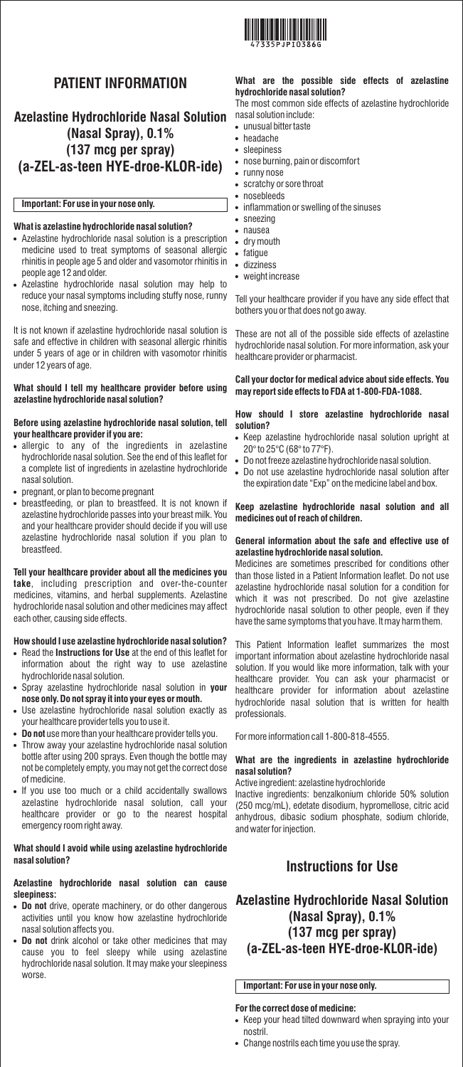# PATIENT INFORMATION

## Azelastine Hydrochloride Nasal Solution (Nasal Spray), 0.1% (137 mcg per spray) (a-ZEL-as-teen HYE-droe-KLOR-ide)

**Important: For use in your nose only.**

**What is azelastine hydrochloride nasal solution?**

- Azelastine hydrochloride nasal solution is a prescription medicine used to treat symptoms of seasonal allergic rhinitis in people age 5 and older and vasomotor rhinitis in people age 12 and older.
- Azelastine hydrochloride nasal solution may help to reduce your nasal symptoms including stuffy nose, runny nose, itching and sneezing.

It is not known if azelastine hydrochloride nasal solution is safe and effective in children with seasonal allergic rhinitis under 5 years of age or in children with vasomotor rhinitis under 12 years of age.

**What should I tell my healthcare provider before using azelastine hydrochloride nasal solution?**

**Before using azelastine hydrochloride nasal solution, tell your healthcare provider if you are:**

- allergic to any of the ingredients in azelastine hydrochloride nasal solution. See the end of this leaflet for a complete list of ingredients in azelastine hydrochloride nasal solution.
- pregnant, or plan to become pregnant
- breastfeeding, or plan to breastfeed. It is not known if azelastine hydrochloride passes into your breast milk. You and your healthcare provider should decide if you will use azelastine hydrochloride nasal solution if you plan to breastfeed.

**Tell your healthcare provider about all the medicines you take**, including prescription and over-the-counter medicines, vitamins, and herbal supplements. Azelastine hydrochloride nasal solution and other medicines may affect each other, causing side effects.

**How should I use azelastine hydrochloride nasal solution?**

- Read the **Instructions for Use** at the end of this leaflet for information about the right way to use azelastine hydrochloride nasal solution.
- Spray azelastine hydrochloride nasal solution in **your nose only. Do not spray it into your eyes or mouth.**
- Use azelastine hydrochloride nasal solution exactly as your healthcare provider tells you to use it.
- **Do not** use more than your healthcare provider tells you.
- Throw away your azelastine hydrochloride nasal solution bottle after using 200 sprays. Even though the bottle may not be completely empty, you may not get the correct dose of medicine.
- If you use too much or a child accidentally swallows azelastine hydrochloride nasal solution, call your healthcare provider or go to the nearest hospital emergency room right away.

**What should I avoid while using azelastine hydrochloride nasal solution?**

**Azelastine hydrochloride nasal solution can cause sleepiness:**

- **Do not** drive, operate machinery, or do other dangerous activities until you know how azelastine hydrochloride nasal solution affects you.
- **Do not** drink alcohol or take other medicines that may cause you to feel sleepy while using azelastine hydrochloride nasal solution. It may make your sleepiness worse.

**What are the possible side effects of azelastine hydrochloride nasal solution?**

The most common side effects of azelastine hydrochloride nasal solution include:

- unusual bitter taste
- headache
- sleepiness
- nose burning, pain or discomfort
- runny nose
- scratchy or sore throat
- nosebleeds
- inflammation or swelling of the sinuses
- sneezing
- nausea
- dry mouth
- fatigue
- dizziness
- weight increase

Tell your healthcare provider if you have any side effect that bothers you or that does not go away.

These are not all of the possible side effects of azelastine hydrochloride nasal solution. For more information, ask your healthcare provider or pharmacist.

**Call your doctor for medical advice about side effects. You may report side effects to FDA at 1-800-FDA-1088.**

**How should I store azelastine hydrochloride nasal solution?**

- Keep azelastine hydrochloride nasal solution upright at 20° to 25°C (68° to 77°F).
- Do not freeze azelastine hydrochloride nasal solution.
- Do not use azelastine hydrochloride nasal solution after the expiration date "Exp" on the medicine label and box.

**Keep azelastine hydrochloride nasal solution and all medicines out of reach of children.**

**General information about the safe and effective use of azelastine hydrochloride nasal solution.**

Medicines are sometimes prescribed for conditions other than those listed in a Patient Information leaflet. Do not use azelastine hydrochloride nasal solution for a condition for which it was not prescribed. Do not give azelastine hydrochloride nasal solution to other people, even if they have the same symptoms that you have. It may harm them.

This Patient Information leaflet summarizes the most important information about azelastine hydrochloride nasal solution. If you would like more information, talk with your healthcare provider. You can ask your pharmacist or healthcare provider for information about azelastine hydrochloride nasal solution that is written for health professionals.

For more information call 1-800-818-4555.

**What are the ingredients in azelastine hydrochloride nasal solution?**

Active ingredient: azelastine hydrochloride

Inactive ingredients: benzalkonium chloride 50% solution (250 mcg/mL), edetate disodium, hypromellose, citric acid anhydrous, dibasic sodium phosphate, sodium chloride, and water for injection.

# Instructions for Use

## Azelastine Hydrochloride Nasal Solution (Nasal Spray), 0.1% (137 mcg per spray) (a-ZEL-as-teen HYE-droe-KLOR-ide)

**Important: For use in your nose only.**

**For the correct dose of medicine:**

- Keep your head tilted downward when spraying into your nostril.
- Change nostrils each time you use the spray.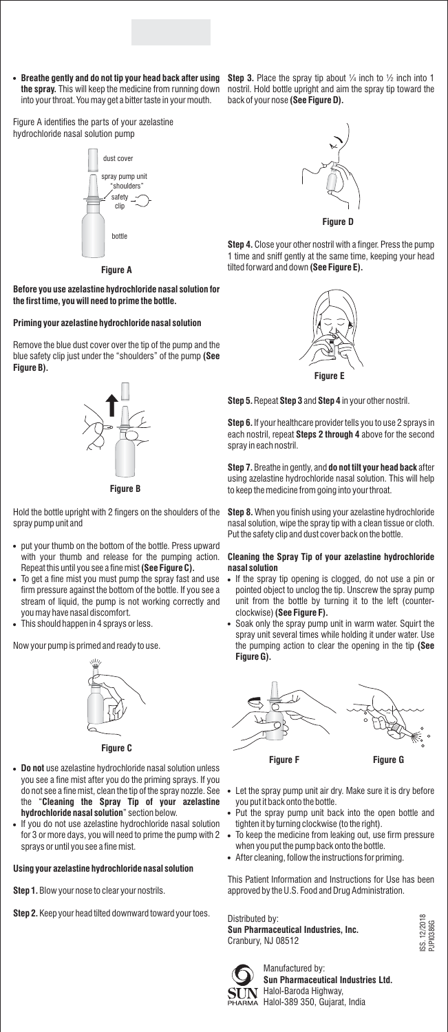- **Breathe gently and do not tip your head back after using the spray.** This will keep the medicine from running down into your throat. You may get a bitter taste in your mouth.

Figure A identifies the parts of your azelastine hydrochloride nasal solution pump

dust cover
spray pump unit
"shoulders"
safety clip
bottle

**Figure A**

**Before you use azelastine hydrochloride nasal solution for the first time, you will need to prime the bottle.**

**Priming your azelastine hydrochloride nasal solution**

Remove the blue dust cover over the tip of the pump and the blue safety clip just under the "shoulders" of the pump **(See Figure B).**

**Figure B**

Hold the bottle upright with 2 fingers on the shoulders of the spray pump unit and

- put your thumb on the bottom of the bottle. Press upward with your thumb and release for the pumping action. Repeat this until you see a fine mist **(See Figure C).**
- To get a fine mist you must pump the spray fast and use firm pressure against the bottom of the bottle. If you see a stream of liquid, the pump is not working correctly and you may have nasal discomfort.
- This should happen in 4 sprays or less.

Now your pump is primed and ready to use.

**Figure C**

- **Do not** use azelastine hydrochloride nasal solution unless you see a fine mist after you do the priming sprays. If you do not see a fine mist, clean the tip of the spray nozzle. See the "**Cleaning the Spray Tip of your azelastine hydrochloride nasal solution**" section below.
- If you do not use azelastine hydrochloride nasal solution for 3 or more days, you will need to prime the pump with 2 sprays or until you see a fine mist.

**Using your azelastine hydrochloride nasal solution**

**Step 1.** Blow your nose to clear your nostrils.

**Step 2.** Keep your head tilted downward toward your toes.

**Step 3.** Place the spray tip about ¼ inch to ½ inch into 1 nostril. Hold bottle upright and aim the spray tip toward the back of your nose **(See Figure D).**

**Figure D**

**Step 4.** Close your other nostril with a finger. Press the pump 1 time and sniff gently at the same time, keeping your head tilted forward and down **(See Figure E).**

**Figure E**

**Step 5.** Repeat **Step 3** and **Step 4** in your other nostril.

**Step 6.** If your healthcare provider tells you to use 2 sprays in each nostril, repeat **Steps 2 through 4** above for the second spray in each nostril.

**Step 7.** Breathe in gently, and **do not tilt your head back** after using azelastine hydrochloride nasal solution. This will help to keep the medicine from going into your throat.

**Step 8.** When you finish using your azelastine hydrochloride nasal solution, wipe the spray tip with a clean tissue or cloth. Put the safety clip and dust cover back on the bottle.

**Cleaning the Spray Tip of your azelastine hydrochloride nasal solution**

- If the spray tip opening is clogged, do not use a pin or pointed object to unclog the tip. Unscrew the spray pump unit from the bottle by turning it to the left (counter-clockwise) **(See Figure F).**
- Soak only the spray pump unit in warm water. Squirt the spray unit several times while holding it under water. Use the pumping action to clear the opening in the tip **(See Figure G).**

**Figure F** **Figure G**

- Let the spray pump unit air dry. Make sure it is dry before you put it back onto the bottle.
- Put the spray pump unit back into the open bottle and tighten it by turning clockwise (to the right).
- To keep the medicine from leaking out, use firm pressure when you put the pump back onto the bottle.
- After cleaning, follow the instructions for priming.

This Patient Information and Instructions for Use has been approved by the U.S. Food and Drug Administration.

Distributed by:
**Sun Pharmaceutical Industries, Inc.**
Cranbury, NJ 08512

ISS. 12/2018
PJPI0386G

Manufactured by:
**Sun Pharmaceutical Industries Ltd.**
Halol-Baroda Highway,
Halol-389 350, Gujarat, India